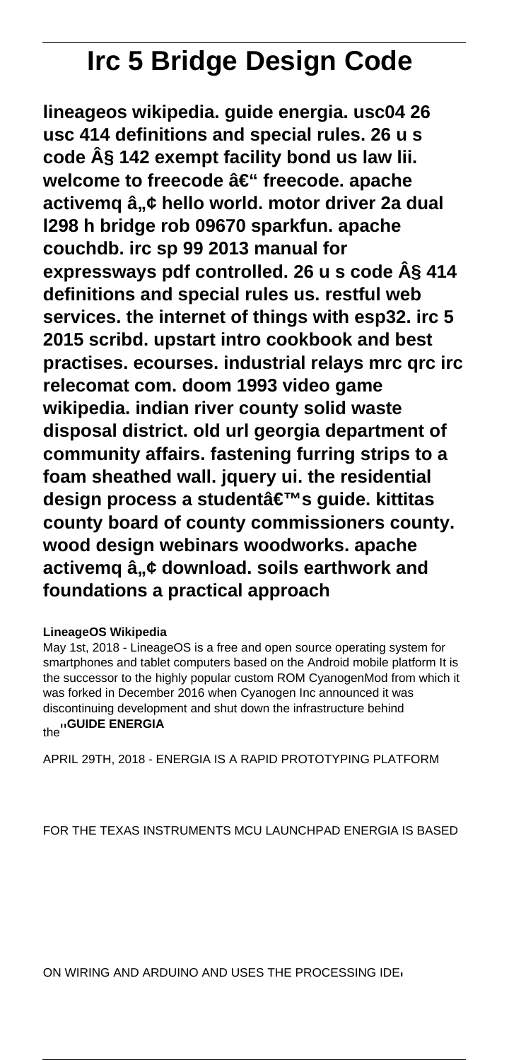# Irc 5 Bridge Design Code

**lineageos wikipedia. guide energia. usc04 26 usc 414 definitions and special rules. 26 u s code Â§ 142 exempt facility bond us law lii. welcome to freecode â€“ freecode. apache activemq â„¢ hello world. motor driver 2a dual l298 h bridge rob 09670 sparkfun. apache couchdb. irc sp 99 2013 manual for expressways pdf controlled. 26 u s code Â§ 414 definitions and special rules us. restful web services. the internet of things with esp32. irc 5 2015 scribd. upstart intro cookbook and best practises. ecourses. industrial relays mrc qrc irc relecomat com. doom 1993 video game wikipedia. indian river county solid waste disposal district. old url georgia department of community affairs. fastening furring strips to a foam sheathed wall. jquery ui. the residential design process a studentâ€™s guide. kittitas county board of county commissioners county. wood design webinars woodworks. apache activemq â„¢ download. soils earthwork and foundations a practical approach**

**LineageOS Wikipedia**

May 1st, 2018 - LineageOS is a free and open source operating system for smartphones and tablet computers based on the Android mobile platform It is the successor to the highly popular custom ROM CyanogenMod from which it was forked in December 2016 when Cyanogen Inc announced it was discontinuing development and shut down the infrastructure behind the''**GUIDE ENERGIA**

APRIL 29TH, 2018 - ENERGIA IS A RAPID PROTOTYPING PLATFORM FOR THE TEXAS INSTRUMENTS MCU LAUNCHPAD ENERGIA IS BASED ON WIRING AND ARDUINO AND USES THE PROCESSING IDE'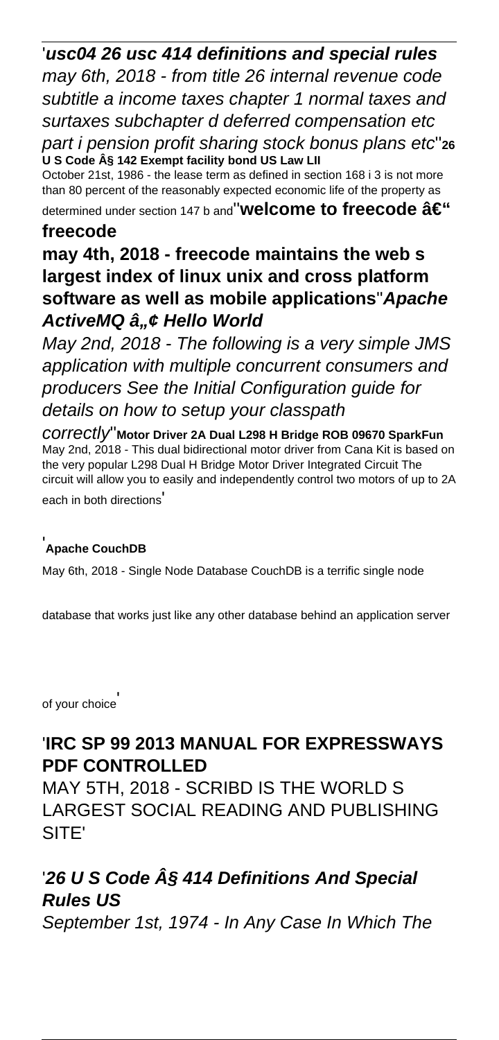'***usc04 26 usc 414 definitions and special rules***
*may 6th, 2018 - from title 26 internal revenue code subtitle a income taxes chapter 1 normal taxes and surtaxes subchapter d deferred compensation etc part i pension profit sharing stock bonus plans etc*''**26 U S Code Â§ 142 Exempt facility bond US Law LII**
October 21st, 1986 - the lease term as defined in section 168 i 3 is not more than 80 percent of the reasonably expected economic life of the property as determined under section 147 b and''**welcome to freecode â€" freecode**
**may 4th, 2018 - freecode maintains the web s largest index of linux unix and cross platform software as well as mobile applications**''***Apache ActiveMQ â„¢ Hello World***
*May 2nd, 2018 - The following is a very simple JMS application with multiple concurrent consumers and producers See the Initial Configuration guide for details on how to setup your classpath correctly*''**Motor Driver 2A Dual L298 H Bridge ROB 09670 SparkFun**
May 2nd, 2018 - This dual bidirectional motor driver from Cana Kit is based on the very popular L298 Dual H Bridge Motor Driver Integrated Circuit The circuit will allow you to easily and independently control two motors of up to 2A each in both directions'

'**Apache CouchDB**
May 6th, 2018 - Single Node Database CouchDB is a terrific single node database that works just like any other database behind an application server of your choice'

'**IRC SP 99 2013 MANUAL FOR EXPRESSWAYS PDF CONTROLLED**
MAY 5TH, 2018 - SCRIBD IS THE WORLD S LARGEST SOCIAL READING AND PUBLISHING SITE'

'***26 U S Code Â§ 414 Definitions And Special Rules US***
*September 1st, 1974 - In Any Case In Which The*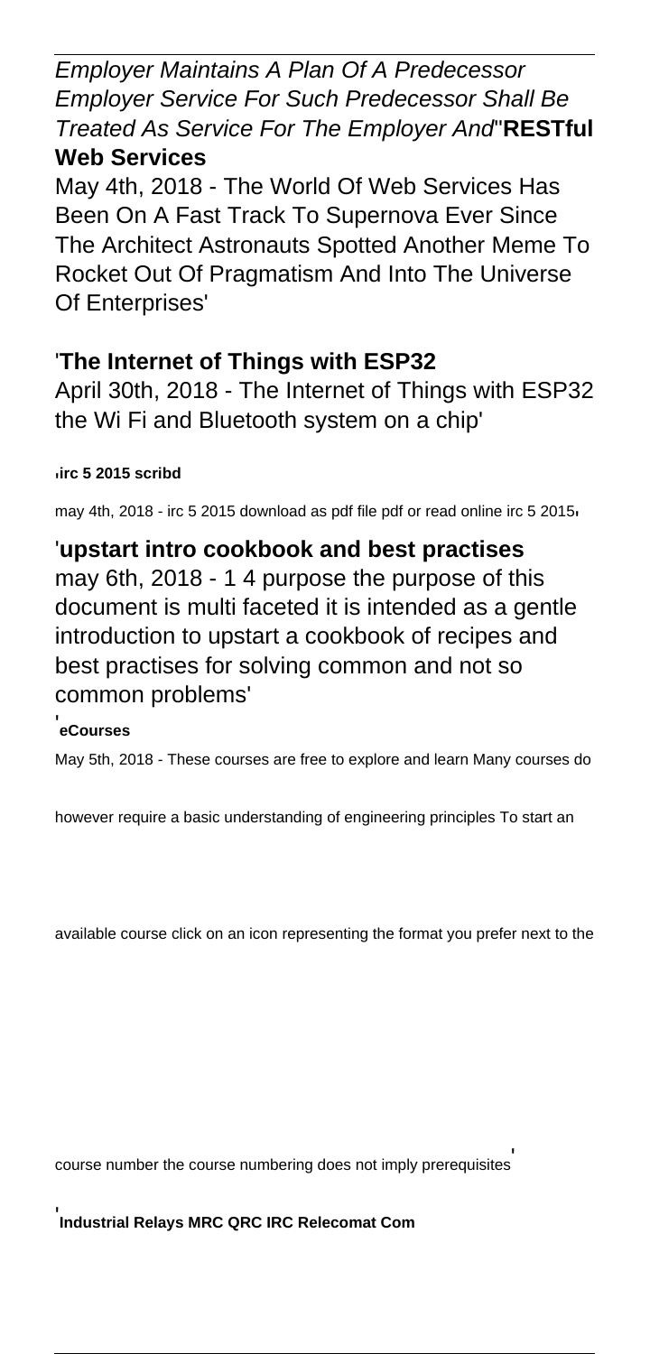*Employer Maintains A Plan Of A Predecessor Employer Service For Such Predecessor Shall Be Treated As Service For The Employer And*''**RESTful Web Services**

May 4th, 2018 - The World Of Web Services Has Been On A Fast Track To Supernova Ever Since The Architect Astronauts Spotted Another Meme To Rocket Out Of Pragmatism And Into The Universe Of Enterprises'

'**The Internet of Things with ESP32**

April 30th, 2018 - The Internet of Things with ESP32 the Wi Fi and Bluetooth system on a chip'

'**irc 5 2015 scribd**

may 4th, 2018 - irc 5 2015 download as pdf file pdf or read online irc 5 2015'

'**upstart intro cookbook and best practises**

may 6th, 2018 - 1 4 purpose the purpose of this document is multi faceted it is intended as a gentle introduction to upstart a cookbook of recipes and best practises for solving common and not so common problems'

'**eCourses**

May 5th, 2018 - These courses are free to explore and learn Many courses do however require a basic understanding of engineering principles To start an available course click on an icon representing the format you prefer next to the course number the course numbering does not imply prerequisites'

'**Industrial Relays MRC QRC IRC Relecomat Com**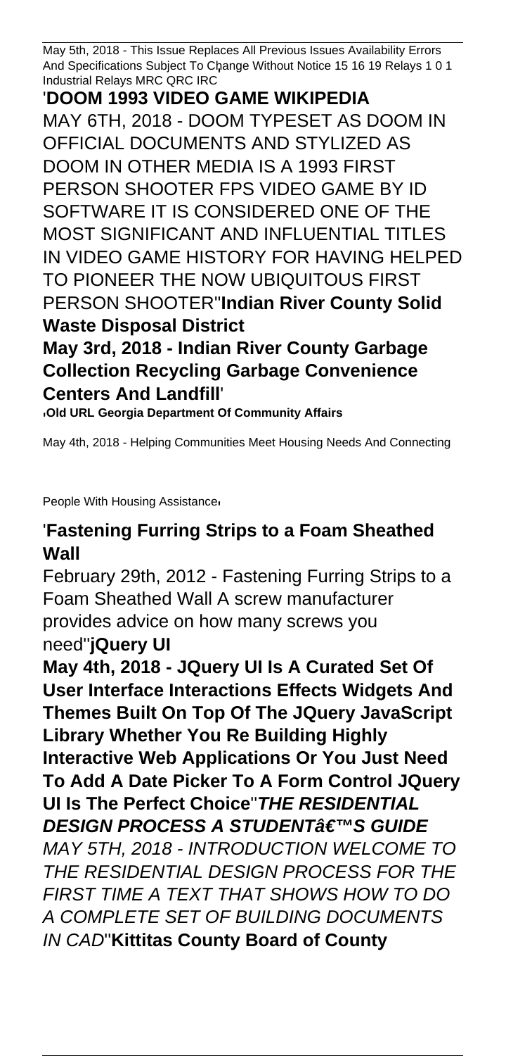May 5th, 2018 - This Issue Replaces All Previous Issues Availability Errors And Specifications Subject To Change Without Notice 15 16 19 Relays 1 0 1 Industrial Relays MRC QRC IRC

'**DOOM 1993 VIDEO GAME WIKIPEDIA**
MAY 6TH, 2018 - DOOM TYPESET AS DOOM IN OFFICIAL DOCUMENTS AND STYLIZED AS DOOM IN OTHER MEDIA IS A 1993 FIRST PERSON SHOOTER FPS VIDEO GAME BY ID SOFTWARE IT IS CONSIDERED ONE OF THE MOST SIGNIFICANT AND INFLUENTIAL TITLES IN VIDEO GAME HISTORY FOR HAVING HELPED TO PIONEER THE NOW UBIQUITOUS FIRST PERSON SHOOTER''**Indian River County Solid Waste Disposal District**
**May 3rd, 2018 - Indian River County Garbage Collection Recycling Garbage Convenience Centers And Landfill**'

'**Old URL Georgia Department Of Community Affairs**

May 4th, 2018 - Helping Communities Meet Housing Needs And Connecting People With Housing Assistance'

'**Fastening Furring Strips to a Foam Sheathed Wall**
February 29th, 2012 - Fastening Furring Strips to a Foam Sheathed Wall A screw manufacturer provides advice on how many screws you need''**jQuery UI**
**May 4th, 2018 - JQuery UI Is A Curated Set Of User Interface Interactions Effects Widgets And Themes Built On Top Of The JQuery JavaScript Library Whether You Re Building Highly Interactive Web Applications Or You Just Need To Add A Date Picker To A Form Control JQuery UI Is The Perfect Choice**''***THE RESIDENTIAL DESIGN PROCESS A STUDENT€™S GUIDE***
*MAY 5TH, 2018 - INTRODUCTION WELCOME TO THE RESIDENTIAL DESIGN PROCESS FOR THE FIRST TIME A TEXT THAT SHOWS HOW TO DO A COMPLETE SET OF BUILDING DOCUMENTS IN CAD*''**Kittitas County Board of County**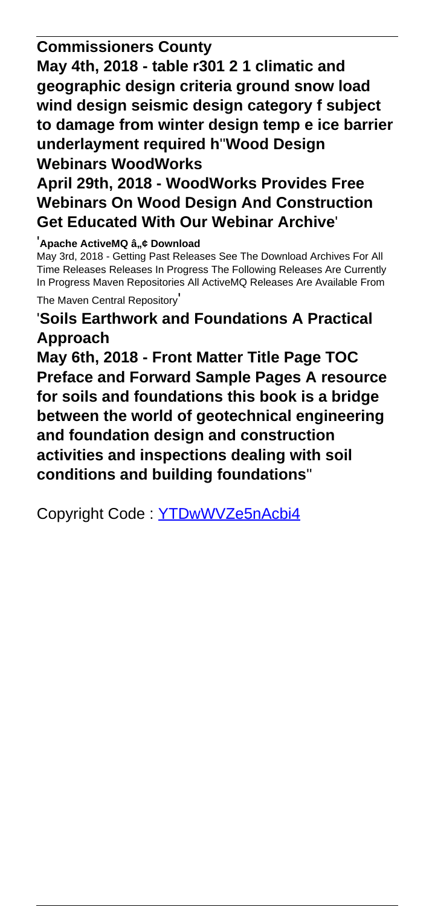**Commissioners County**

**May 4th, 2018 - table r301 2 1 climatic and geographic design criteria ground snow load wind design seismic design category f subject to damage from winter design temp e ice barrier underlayment required h''Wood Design Webinars WoodWorks**

**April 29th, 2018 - WoodWorks Provides Free Webinars On Wood Design And Construction Get Educated With Our Webinar Archive'**

'**Apache ActiveMQ â„¢ Download**

May 3rd, 2018 - Getting Past Releases See The Download Archives For All Time Releases Releases In Progress The Following Releases Are Currently In Progress Maven Repositories All ActiveMQ Releases Are Available From The Maven Central Repository'

'**Soils Earthwork and Foundations A Practical Approach**

**May 6th, 2018 - Front Matter Title Page TOC Preface and Forward Sample Pages A resource for soils and foundations this book is a bridge between the world of geotechnical engineering and foundation design and construction activities and inspections dealing with soil conditions and building foundations''**

Copyright Code : YTDwWVZe5nAcbi4